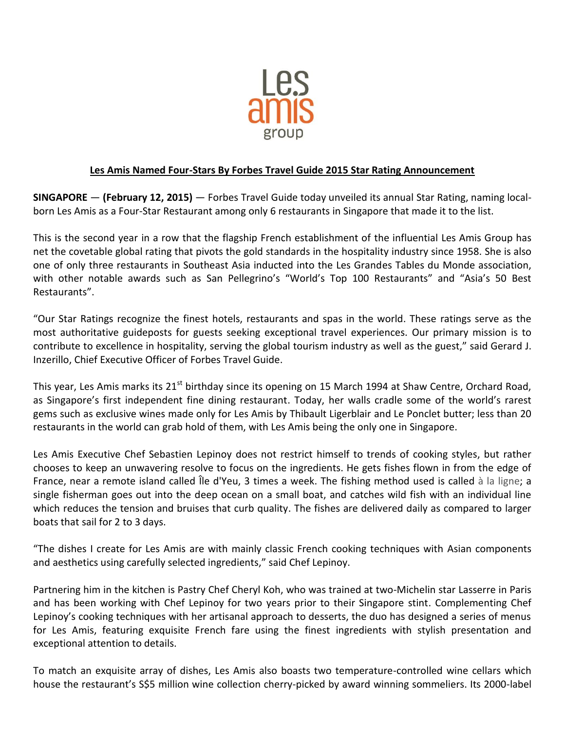Les amis group

**Les Amis Named Four-Stars By Forbes Travel Guide 2015 Star Rating Announcement**

**SINGAPORE** — **(February 12, 2015)** — Forbes Travel Guide today unveiled its annual Star Rating, naming local-born Les Amis as a Four-Star Restaurant among only 6 restaurants in Singapore that made it to the list.

This is the second year in a row that the flagship French establishment of the influential Les Amis Group has net the covetable global rating that pivots the gold standards in the hospitality industry since 1958. She is also one of only three restaurants in Southeast Asia inducted into the Les Grandes Tables du Monde association, with other notable awards such as San Pellegrino's "World's Top 100 Restaurants" and "Asia's 50 Best Restaurants".

"Our Star Ratings recognize the finest hotels, restaurants and spas in the world. These ratings serve as the most authoritative guideposts for guests seeking exceptional travel experiences. Our primary mission is to contribute to excellence in hospitality, serving the global tourism industry as well as the guest," said Gerard J. Inzerillo, Chief Executive Officer of Forbes Travel Guide.

This year, Les Amis marks its 21st birthday since its opening on 15 March 1994 at Shaw Centre, Orchard Road, as Singapore's first independent fine dining restaurant. Today, her walls cradle some of the world's rarest gems such as exclusive wines made only for Les Amis by Thibault Ligerblair and Le Ponclet butter; less than 20 restaurants in the world can grab hold of them, with Les Amis being the only one in Singapore.

Les Amis Executive Chef Sebastien Lepinoy does not restrict himself to trends of cooking styles, but rather chooses to keep an unwavering resolve to focus on the ingredients. He gets fishes flown in from the edge of France, near a remote island called Île d'Yeu, 3 times a week. The fishing method used is called à la ligne; a single fisherman goes out into the deep ocean on a small boat, and catches wild fish with an individual line which reduces the tension and bruises that curb quality. The fishes are delivered daily as compared to larger boats that sail for 2 to 3 days.

"The dishes I create for Les Amis are with mainly classic French cooking techniques with Asian components and aesthetics using carefully selected ingredients," said Chef Lepinoy.

Partnering him in the kitchen is Pastry Chef Cheryl Koh, who was trained at two-Michelin star Lasserre in Paris and has been working with Chef Lepinoy for two years prior to their Singapore stint. Complementing Chef Lepinoy's cooking techniques with her artisanal approach to desserts, the duo has designed a series of menus for Les Amis, featuring exquisite French fare using the finest ingredients with stylish presentation and exceptional attention to details.

To match an exquisite array of dishes, Les Amis also boasts two temperature-controlled wine cellars which house the restaurant's S$5 million wine collection cherry-picked by award winning sommeliers. Its 2000-label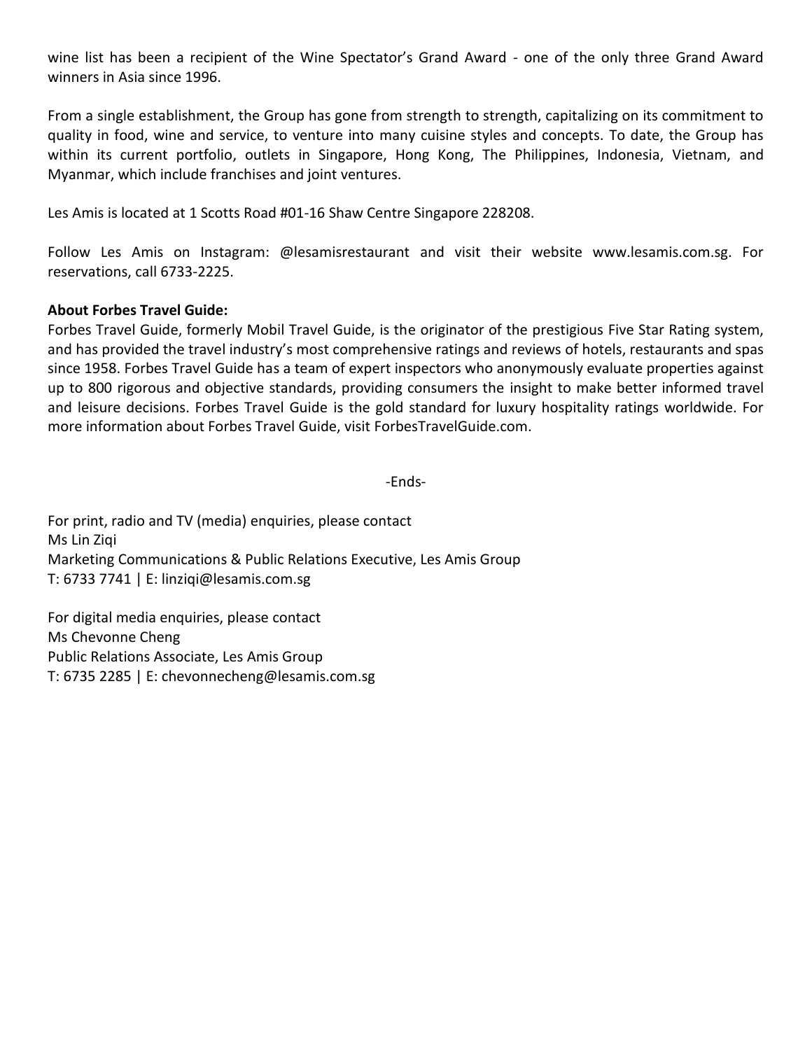wine list has been a recipient of the Wine Spectator's Grand Award - one of the only three Grand Award winners in Asia since 1996.

From a single establishment, the Group has gone from strength to strength, capitalizing on its commitment to quality in food, wine and service, to venture into many cuisine styles and concepts. To date, the Group has within its current portfolio, outlets in Singapore, Hong Kong, The Philippines, Indonesia, Vietnam, and Myanmar, which include franchises and joint ventures.

Les Amis is located at 1 Scotts Road #01-16 Shaw Centre Singapore 228208.

Follow Les Amis on Instagram: @lesamisrestaurant and visit their website www.lesamis.com.sg. For reservations, call 6733-2225.

**About Forbes Travel Guide:**

Forbes Travel Guide, formerly Mobil Travel Guide, is the originator of the prestigious Five Star Rating system, and has provided the travel industry's most comprehensive ratings and reviews of hotels, restaurants and spas since 1958. Forbes Travel Guide has a team of expert inspectors who anonymously evaluate properties against up to 800 rigorous and objective standards, providing consumers the insight to make better informed travel and leisure decisions. Forbes Travel Guide is the gold standard for luxury hospitality ratings worldwide. For more information about Forbes Travel Guide, visit ForbesTravelGuide.com.

-Ends-

For print, radio and TV (media) enquiries, please contact
Ms Lin Ziqi
Marketing Communications & Public Relations Executive, Les Amis Group
T: 6733 7741 | E: linziqi@lesamis.com.sg

For digital media enquiries, please contact
Ms Chevonne Cheng
Public Relations Associate, Les Amis Group
T: 6735 2285 | E: chevonnecheng@lesamis.com.sg